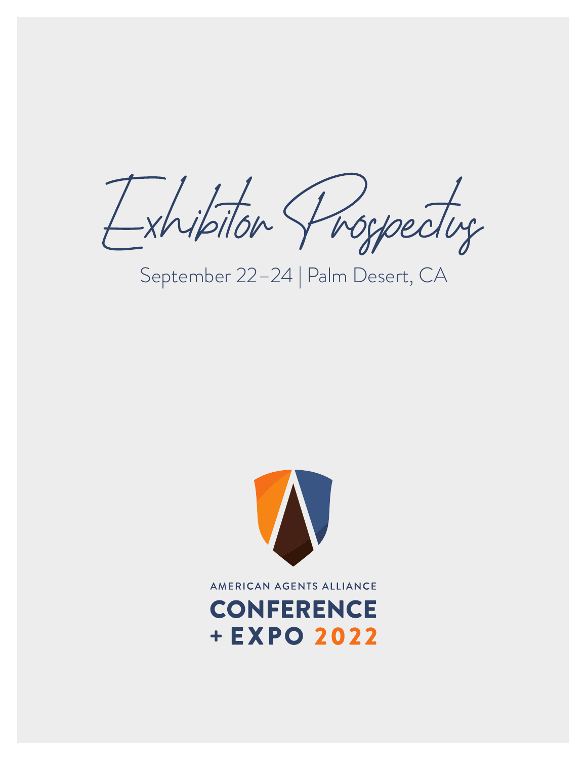# Exhibitor Prospectus

September 22–24 | Palm Desert, CA

AMERICAN AGENTS ALLIANCE

**CONFERENCE + EXPO 2022**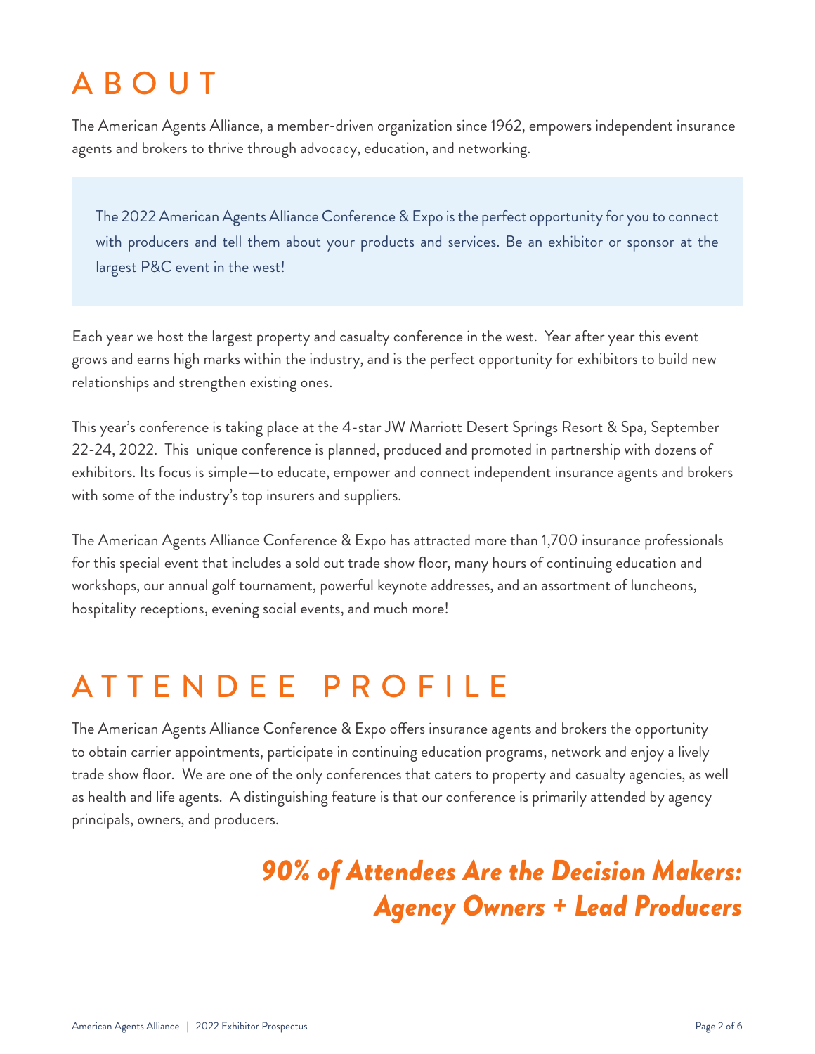# ABOUT

The American Agents Alliance, a member-driven organization since 1962, empowers independent insurance agents and brokers to thrive through advocacy, education, and networking.

> The 2022 American Agents Alliance Conference & Expo is the perfect opportunity for you to connect with producers and tell them about your products and services. Be an exhibitor or sponsor at the largest P&C event in the west!

Each year we host the largest property and casualty conference in the west. Year after year this event grows and earns high marks within the industry, and is the perfect opportunity for exhibitors to build new relationships and strengthen existing ones.

This year's conference is taking place at the 4-star JW Marriott Desert Springs Resort & Spa, September 22-24, 2022. This unique conference is planned, produced and promoted in partnership with dozens of exhibitors. Its focus is simple—to educate, empower and connect independent insurance agents and brokers with some of the industry's top insurers and suppliers.

The American Agents Alliance Conference & Expo has attracted more than 1,700 insurance professionals for this special event that includes a sold out trade show floor, many hours of continuing education and workshops, our annual golf tournament, powerful keynote addresses, and an assortment of luncheons, hospitality receptions, evening social events, and much more!

# ATTENDEE PROFILE

The American Agents Alliance Conference & Expo offers insurance agents and brokers the opportunity to obtain carrier appointments, participate in continuing education programs, network and enjoy a lively trade show floor. We are one of the only conferences that caters to property and casualty agencies, as well as health and life agents. A distinguishing feature is that our conference is primarily attended by agency principals, owners, and producers.

***90% of Attendees Are the Decision Makers: Agency Owners + Lead Producers***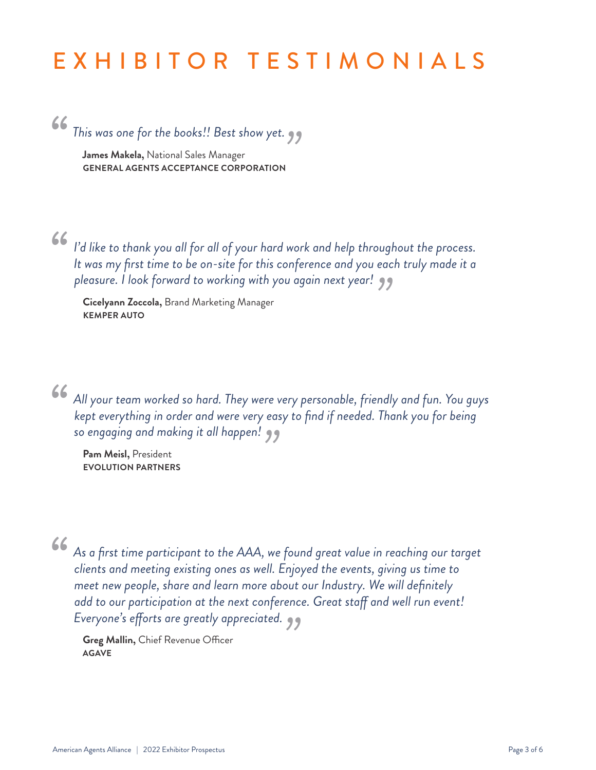# EXHIBITOR TESTIMONIALS

> *This was one for the books!! Best show yet.*

**James Makela,** National Sales Manager
**GENERAL AGENTS ACCEPTANCE CORPORATION**

> *I'd like to thank you all for all of your hard work and help throughout the process. It was my first time to be on-site for this conference and you each truly made it a pleasure. I look forward to working with you again next year!*

**Cicelyann Zoccola,** Brand Marketing Manager
**KEMPER AUTO**

> *All your team worked so hard. They were very personable, friendly and fun. You guys kept everything in order and were very easy to find if needed. Thank you for being so engaging and making it all happen!*

**Pam Meisl,** President
**EVOLUTION PARTNERS**

> *As a first time participant to the AAA, we found great value in reaching our target clients and meeting existing ones as well. Enjoyed the events, giving us time to meet new people, share and learn more about our Industry. We will definitely add to our participation at the next conference. Great staff and well run event! Everyone's efforts are greatly appreciated.*

**Greg Mallin,** Chief Revenue Officer
**AGAVE**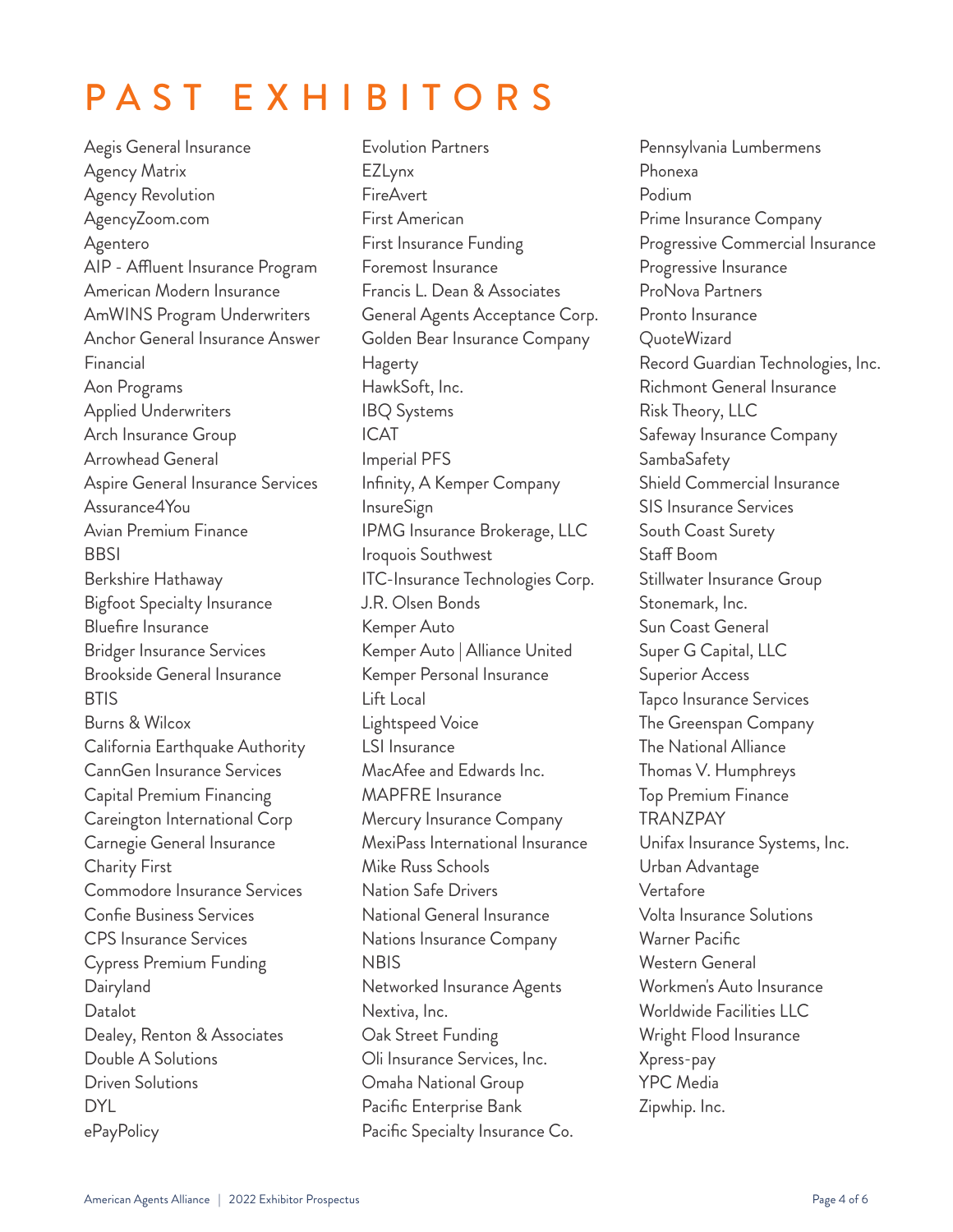# PAST EXHIBITORS

Aegis General Insurance
Agency Matrix
Agency Revolution
AgencyZoom.com
Agentero
AIP - Affluent Insurance Program
American Modern Insurance
AmWINS Program Underwriters
Anchor General Insurance Answer Financial
Aon Programs
Applied Underwriters
Arch Insurance Group
Arrowhead General
Aspire General Insurance Services
Assurance4You
Avian Premium Finance
BBSI
Berkshire Hathaway
Bigfoot Specialty Insurance
Bluefire Insurance
Bridger Insurance Services
Brookside General Insurance
BTIS
Burns & Wilcox
California Earthquake Authority
CannGen Insurance Services
Capital Premium Financing
Careington International Corp
Carnegie General Insurance
Charity First
Commodore Insurance Services
Confie Business Services
CPS Insurance Services
Cypress Premium Funding
Dairyland
Datalot
Dealey, Renton & Associates
Double A Solutions
Driven Solutions
DYL
ePayPolicy
Evolution Partners
EZLynx
FireAvert
First American
First Insurance Funding
Foremost Insurance
Francis L. Dean & Associates
General Agents Acceptance Corp.
Golden Bear Insurance Company
Hagerty
HawkSoft, Inc.
IBQ Systems
ICAT
Imperial PFS
Infinity, A Kemper Company
InsureSign
IPMG Insurance Brokerage, LLC
Iroquois Southwest
ITC-Insurance Technologies Corp.
J.R. Olsen Bonds
Kemper Auto
Kemper Auto | Alliance United
Kemper Personal Insurance
Lift Local
Lightspeed Voice
LSI Insurance
MacAfee and Edwards Inc.
MAPFRE Insurance
Mercury Insurance Company
MexiPass International Insurance
Mike Russ Schools
Nation Safe Drivers
National General Insurance
Nations Insurance Company
NBIS
Networked Insurance Agents
Nextiva, Inc.
Oak Street Funding
Oli Insurance Services, Inc.
Omaha National Group
Pacific Enterprise Bank
Pacific Specialty Insurance Co.
Pennsylvania Lumbermens
Phonexa
Podium
Prime Insurance Company
Progressive Commercial Insurance
Progressive Insurance
ProNova Partners
Pronto Insurance
QuoteWizard
Record Guardian Technologies, Inc.
Richmont General Insurance
Risk Theory, LLC
Safeway Insurance Company
SambaSafety
Shield Commercial Insurance
SIS Insurance Services
South Coast Surety
Staff Boom
Stillwater Insurance Group
Stonemark, Inc.
Sun Coast General
Super G Capital, LLC
Superior Access
Tapco Insurance Services
The Greenspan Company
The National Alliance
Thomas V. Humphreys
Top Premium Finance
TRANZPAY
Unifax Insurance Systems, Inc.
Urban Advantage
Vertafore
Volta Insurance Solutions
Warner Pacific
Western General
Workmen's Auto Insurance
Worldwide Facilities LLC
Wright Flood Insurance
Xpress-pay
YPC Media
Zipwhip. Inc.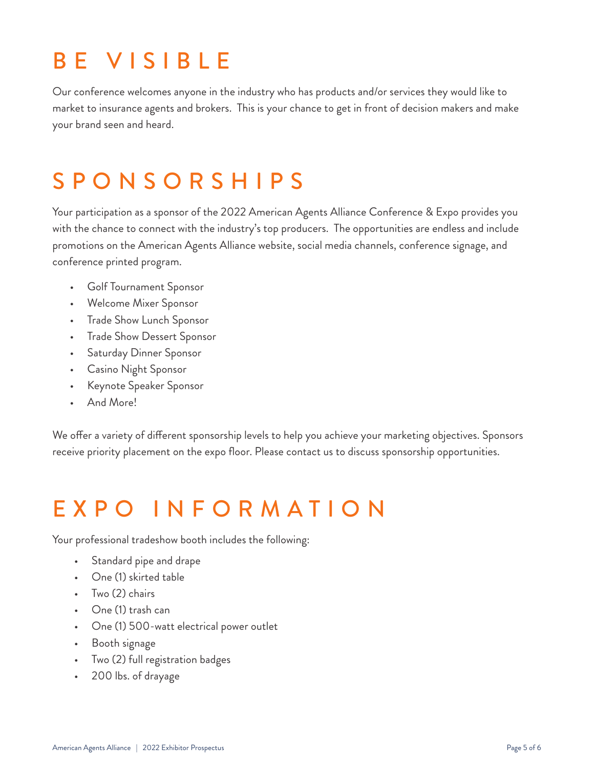# BE VISIBLE

Our conference welcomes anyone in the industry who has products and/or services they would like to market to insurance agents and brokers. This is your chance to get in front of decision makers and make your brand seen and heard.

# SPONSORSHIPS

Your participation as a sponsor of the 2022 American Agents Alliance Conference & Expo provides you with the chance to connect with the industry's top producers. The opportunities are endless and include promotions on the American Agents Alliance website, social media channels, conference signage, and conference printed program.

- Golf Tournament Sponsor
- Welcome Mixer Sponsor
- Trade Show Lunch Sponsor
- Trade Show Dessert Sponsor
- Saturday Dinner Sponsor
- Casino Night Sponsor
- Keynote Speaker Sponsor
- And More!

We offer a variety of different sponsorship levels to help you achieve your marketing objectives. Sponsors receive priority placement on the expo floor. Please contact us to discuss sponsorship opportunities.

# EXPO INFORMATION

Your professional tradeshow booth includes the following:

- Standard pipe and drape
- One (1) skirted table
- Two (2) chairs
- One (1) trash can
- One (1) 500-watt electrical power outlet
- Booth signage
- Two (2) full registration badges
- 200 lbs. of drayage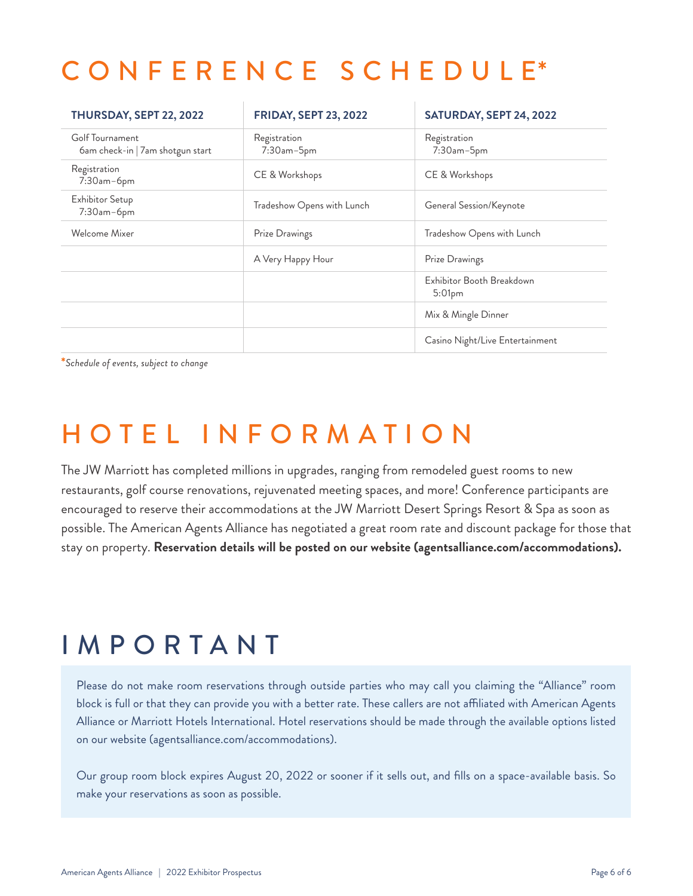# CONFERENCE SCHEDULE*

| THURSDAY, SEPT 22, 2022 | FRIDAY, SEPT 23, 2022 | SATURDAY, SEPT 24, 2022 |
|---|---|---|
| Golf Tournament<br>6am check-in \| 7am shotgun start | Registration<br>7:30am–5pm | Registration<br>7:30am–5pm |
| Registration<br>7:30am–6pm | CE & Workshops | CE & Workshops |
| Exhibitor Setup<br>7:30am–6pm | Tradeshow Opens with Lunch | General Session/Keynote |
| Welcome Mixer | Prize Drawings | Tradeshow Opens with Lunch |
| | A Very Happy Hour | Prize Drawings |
| | | Exhibitor Booth Breakdown<br>5:01pm |
| | | Mix & Mingle Dinner |
| | | Casino Night/Live Entertainment |

**\***_Schedule of events, subject to change_

# HOTEL INFORMATION

The JW Marriott has completed millions in upgrades, ranging from remodeled guest rooms to new restaurants, golf course renovations, rejuvenated meeting spaces, and more! Conference participants are encouraged to reserve their accommodations at the JW Marriott Desert Springs Resort & Spa as soon as possible. The American Agents Alliance has negotiated a great room rate and discount package for those that stay on property. **Reservation details will be posted on our website (agentsalliance.com/accommodations).**

# IMPORTANT

Please do not make room reservations through outside parties who may call you claiming the "Alliance" room block is full or that they can provide you with a better rate. These callers are not affiliated with American Agents Alliance or Marriott Hotels International. Hotel reservations should be made through the available options listed on our website (agentsalliance.com/accommodations).

Our group room block expires August 20, 2022 or sooner if it sells out, and fills on a space-available basis. So make your reservations as soon as possible.